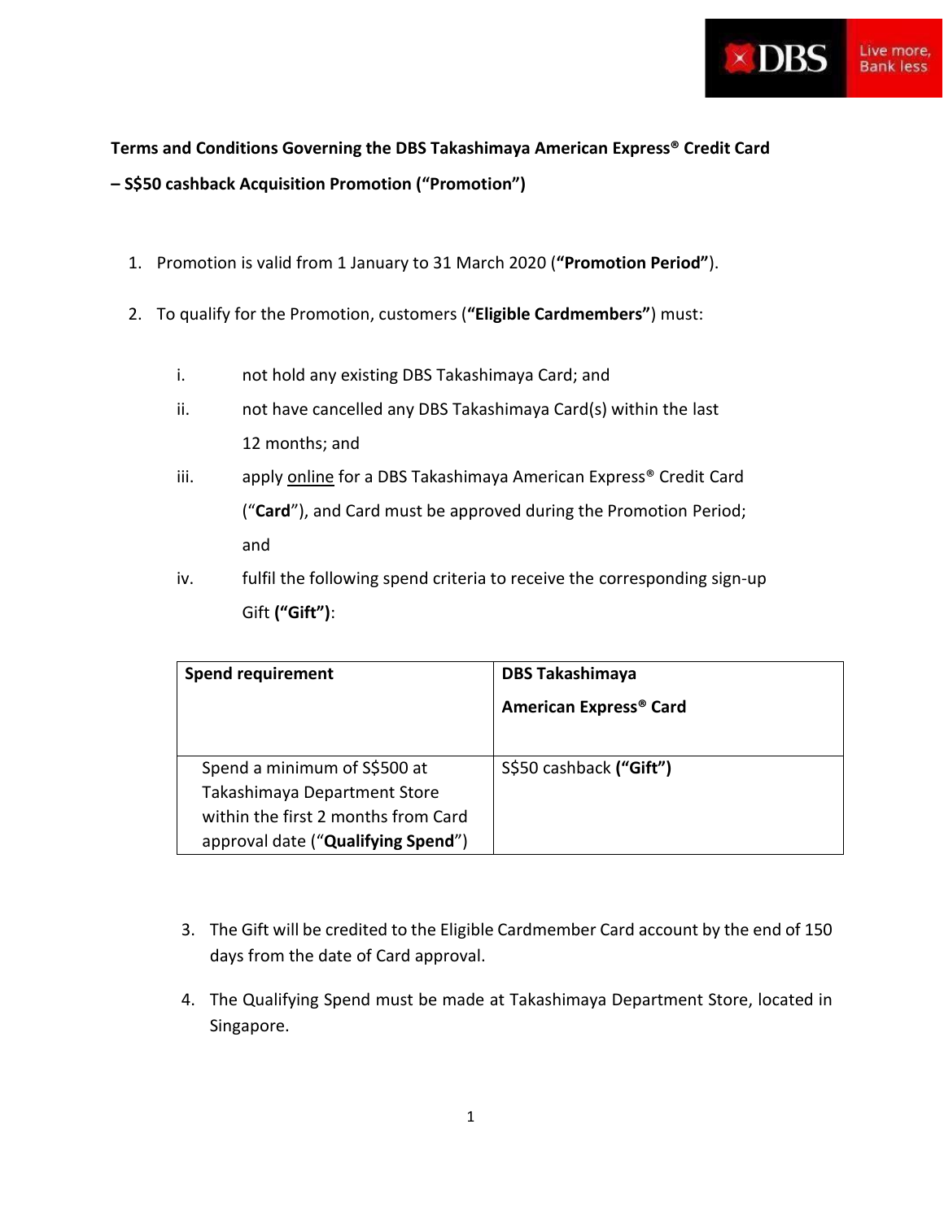**Terms and Conditions Governing the DBS Takashimaya American Express® Credit Card – S$50 cashback Acquisition Promotion ("Promotion")**

1. Promotion is valid from 1 January to 31 March 2020 (**"Promotion Period"**).

2. To qualify for the Promotion, customers (**"Eligible Cardmembers"**) must:

   i. not hold any existing DBS Takashimaya Card; and

   ii. not have cancelled any DBS Takashimaya Card(s) within the last 12 months; and

   iii. apply online for a DBS Takashimaya American Express® Credit Card ("**Card**"), and Card must be approved during the Promotion Period; and

   iv. fulfil the following spend criteria to receive the corresponding sign-up Gift **("Gift")**:

| **Spend requirement** | **DBS Takashimaya American Express® Card** |
| --- | --- |
| Spend a minimum of S$500 at Takashimaya Department Store within the first 2 months from Card approval date ("**Qualifying Spend**") | S$50 cashback **("Gift")** |

3. The Gift will be credited to the Eligible Cardmember Card account by the end of 150 days from the date of Card approval.

4. The Qualifying Spend must be made at Takashimaya Department Store, located in Singapore.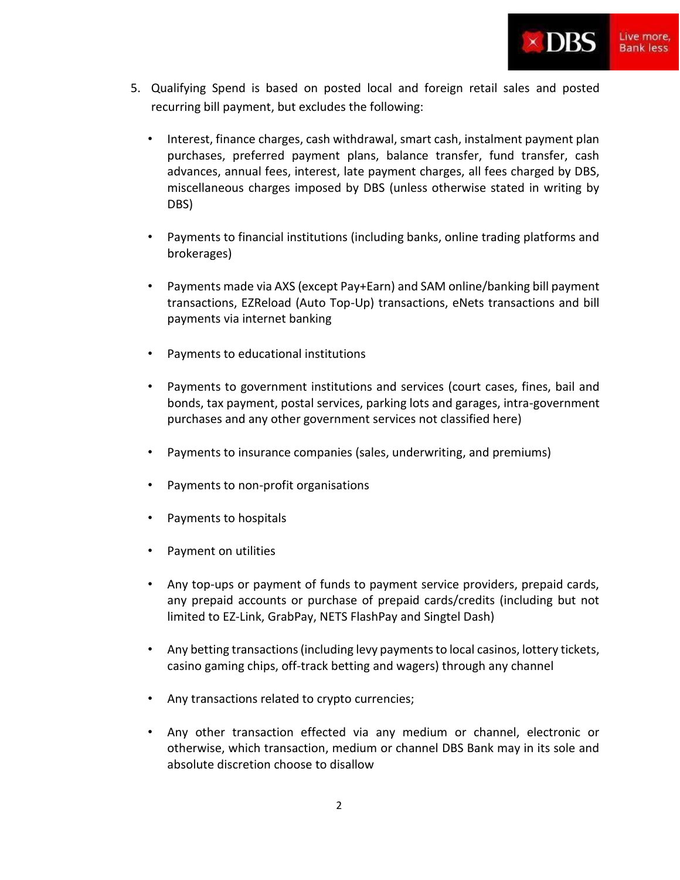5. Qualifying Spend is based on posted local and foreign retail sales and posted recurring bill payment, but excludes the following:

    - Interest, finance charges, cash withdrawal, smart cash, instalment payment plan purchases, preferred payment plans, balance transfer, fund transfer, cash advances, annual fees, interest, late payment charges, all fees charged by DBS, miscellaneous charges imposed by DBS (unless otherwise stated in writing by DBS)

    - Payments to financial institutions (including banks, online trading platforms and brokerages)

    - Payments made via AXS (except Pay+Earn) and SAM online/banking bill payment transactions, EZReload (Auto Top-Up) transactions, eNets transactions and bill payments via internet banking

    - Payments to educational institutions

    - Payments to government institutions and services (court cases, fines, bail and bonds, tax payment, postal services, parking lots and garages, intra-government purchases and any other government services not classified here)

    - Payments to insurance companies (sales, underwriting, and premiums)

    - Payments to non-profit organisations

    - Payments to hospitals

    - Payment on utilities

    - Any top-ups or payment of funds to payment service providers, prepaid cards, any prepaid accounts or purchase of prepaid cards/credits (including but not limited to EZ-Link, GrabPay, NETS FlashPay and Singtel Dash)

    - Any betting transactions (including levy payments to local casinos, lottery tickets, casino gaming chips, off-track betting and wagers) through any channel

    - Any transactions related to crypto currencies;

    - Any other transaction effected via any medium or channel, electronic or otherwise, which transaction, medium or channel DBS Bank may in its sole and absolute discretion choose to disallow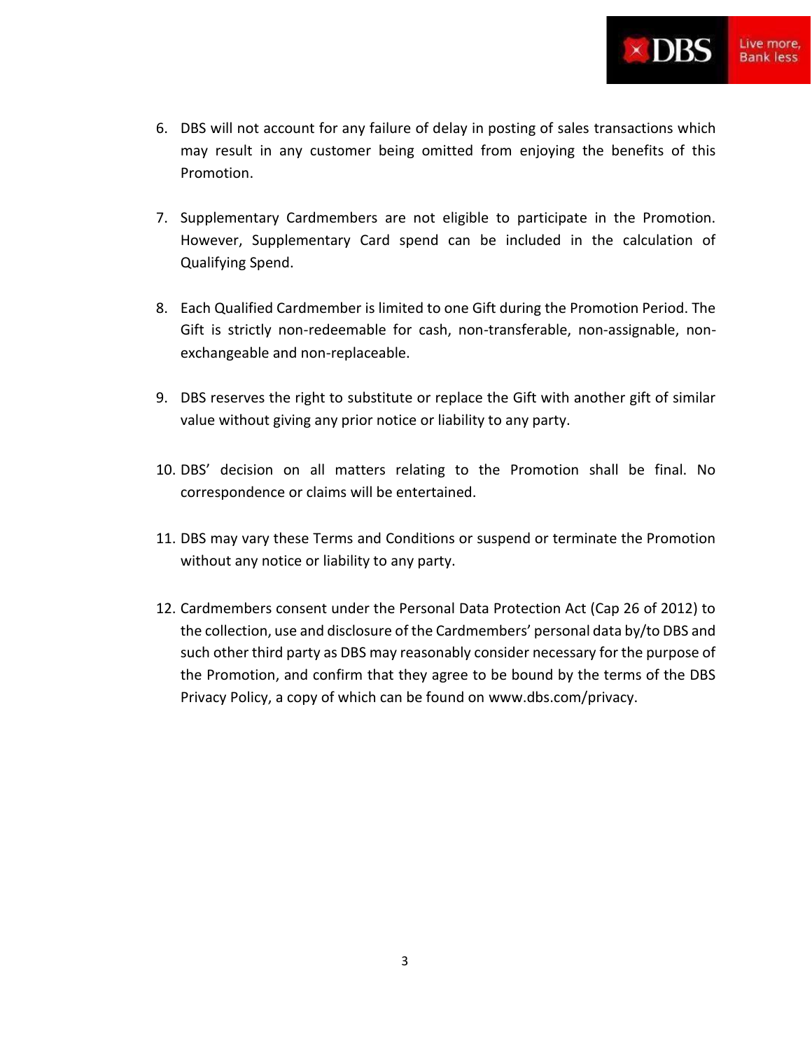6. DBS will not account for any failure of delay in posting of sales transactions which may result in any customer being omitted from enjoying the benefits of this Promotion.

7. Supplementary Cardmembers are not eligible to participate in the Promotion. However, Supplementary Card spend can be included in the calculation of Qualifying Spend.

8. Each Qualified Cardmember is limited to one Gift during the Promotion Period. The Gift is strictly non-redeemable for cash, non-transferable, non-assignable, non-exchangeable and non-replaceable.

9. DBS reserves the right to substitute or replace the Gift with another gift of similar value without giving any prior notice or liability to any party.

10. DBS' decision on all matters relating to the Promotion shall be final. No correspondence or claims will be entertained.

11. DBS may vary these Terms and Conditions or suspend or terminate the Promotion without any notice or liability to any party.

12. Cardmembers consent under the Personal Data Protection Act (Cap 26 of 2012) to the collection, use and disclosure of the Cardmembers' personal data by/to DBS and such other third party as DBS may reasonably consider necessary for the purpose of the Promotion, and confirm that they agree to be bound by the terms of the DBS Privacy Policy, a copy of which can be found on www.dbs.com/privacy.